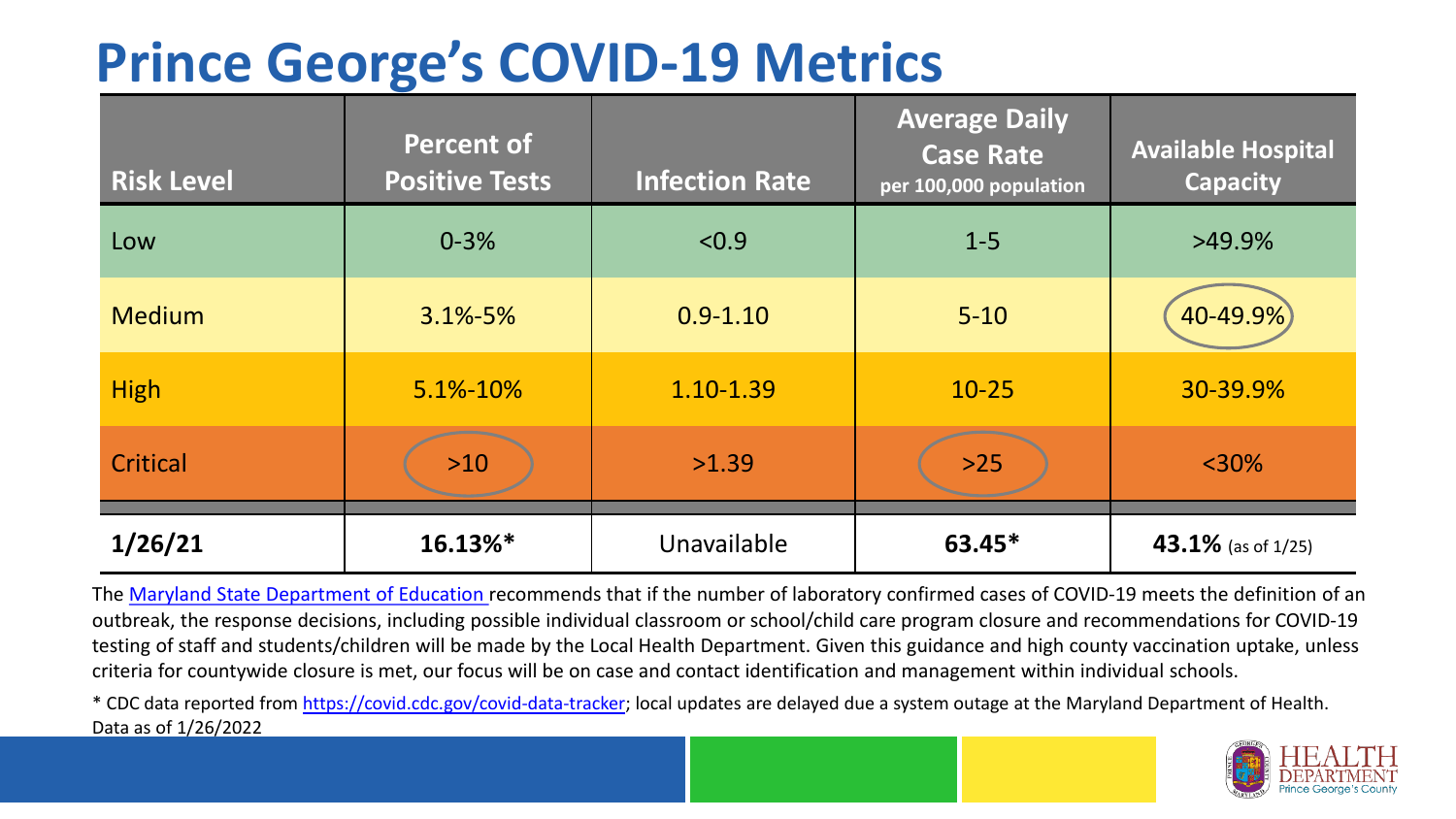# Prince George's COVID-19 Metrics

| Risk Level | Percent of Positive Tests | Infection Rate | Average Daily Case Rate per 100,000 population | Available Hospital Capacity |
| --- | --- | --- | --- | --- |
| Low | 0-3% | <0.9 | 1-5 | >49.9% |
| Medium | 3.1%-5% | 0.9-1.10 | 5-10 | 40-49.9% |
| High | 5.1%-10% | 1.10-1.39 | 10-25 | 30-39.9% |
| Critical | >10 | >1.39 | >25 | <30% |
| **1/26/21** | **16.13%*** | Unavailable | **63.45*** | **43.1%** (as of 1/25) |

The Maryland State Department of Education recommends that if the number of laboratory confirmed cases of COVID-19 meets the definition of an outbreak, the response decisions, including possible individual classroom or school/child care program closure and recommendations for COVID-19 testing of staff and students/children will be made by the Local Health Department. Given this guidance and high county vaccination uptake, unless criteria for countywide closure is met, our focus will be on case and contact identification and management within individual schools.

* CDC data reported from https://covid.cdc.gov/covid-data-tracker; local updates are delayed due a system outage at the Maryland Department of Health. Data as of 1/26/2022

HEALTH DEPARTMENT Prince George's County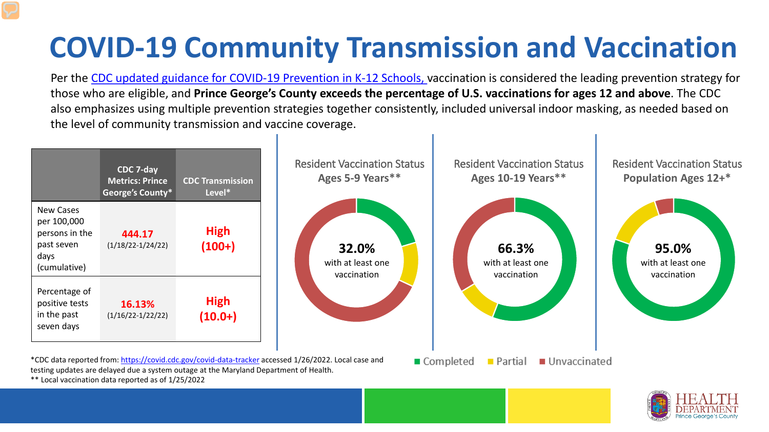# COVID-19 Community Transmission and Vaccination

Per the CDC updated guidance for COVID-19 Prevention in K-12 Schools, vaccination is considered the leading prevention strategy for those who are eligible, and **Prince George's County exceeds the percentage of U.S. vaccinations for ages 12 and above**. The CDC also emphasizes using multiple prevention strategies together consistently, included universal indoor masking, as needed based on the level of community transmission and vaccine coverage.

| | CDC 7-day Metrics: Prince George's County* | CDC Transmission Level* |
|---|---|---|
| New Cases per 100,000 persons in the past seven days (cumulative) | **444.17** (1/18/22-1/24/22) | **High (100+)** |
| Percentage of positive tests in the past seven days | **16.13%** (1/16/22-1/22/22) | **High (10.0+)** |

**Resident Vaccination Status Ages 5-9 Years****

**32.0%** with at least one vaccination

**Resident Vaccination Status Ages 10-19 Years****

**66.3%** with at least one vaccination

**Resident Vaccination Status Population Ages 12+***

**95.0%** with at least one vaccination

Completed | Partial | Unvaccinated

*CDC data reported from: https://covid.cdc.gov/covid-data-tracker accessed 1/26/2022. Local case and testing updates are delayed due a system outage at the Maryland Department of Health.

** Local vaccination data reported as of 1/25/2022

HEALTH DEPARTMENT Prince George's County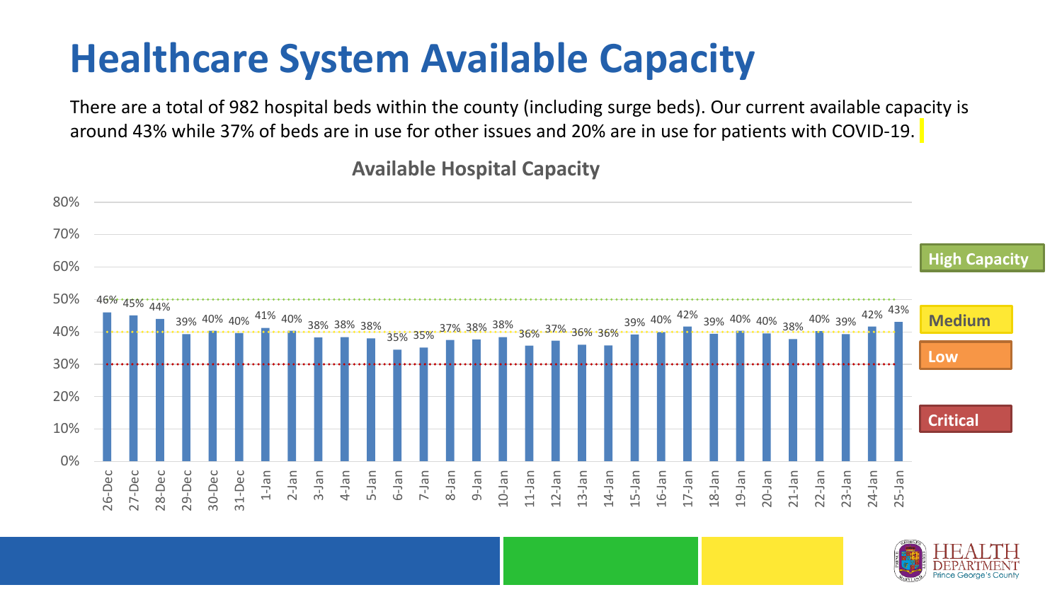# Healthcare System Available Capacity

There are a total of 982 hospital beds within the county (including surge beds). Our current available capacity is around 43% while 37% of beds are in use for other issues and 20% are in use for patients with COVID-19.

Available Hospital Capacity

80%
70%
60%
50%
40%
30%
20%
10%
0%

46% 45% 44% 39% 40% 40% 41% 40% 38% 38% 38% 35% 35% 37% 38% 38% 36% 37% 36% 36% 39% 40% 42% 39% 40% 40% 38% 40% 39% 42% 43%

26-Dec 27-Dec 28-Dec 29-Dec 30-Dec 31-Dec 1-Jan 2-Jan 3-Jan 4-Jan 5-Jan 6-Jan 7-Jan 8-Jan 9-Jan 10-Jan 11-Jan 12-Jan 13-Jan 14-Jan 15-Jan 16-Jan 17-Jan 18-Jan 19-Jan 20-Jan 21-Jan 22-Jan 23-Jan 24-Jan 25-Jan

High Capacity

Medium

Low

Critical